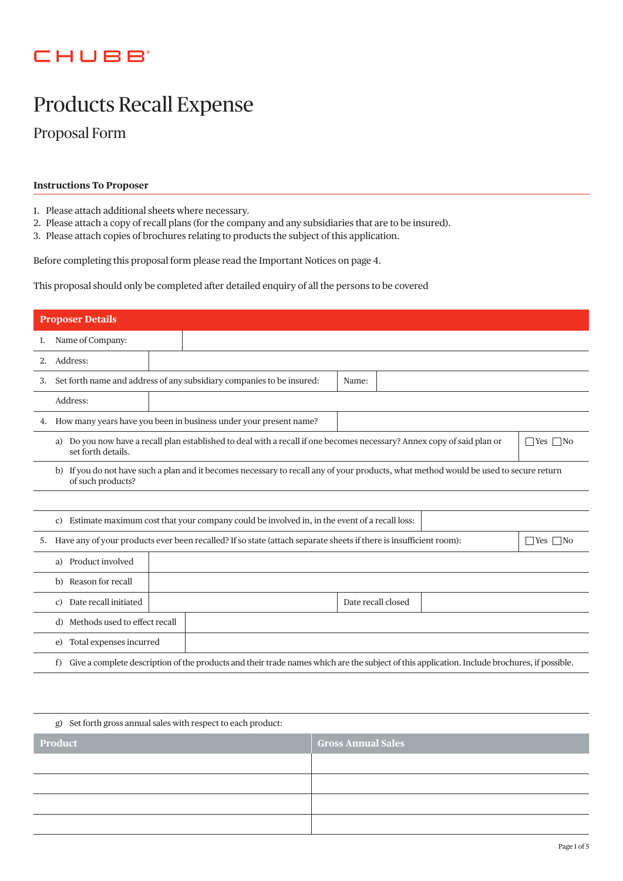CHUBB

# Products Recall Expense

## Proposal Form

### Instructions To Proposer

1. Please attach additional sheets where necessary.
2. Please attach a copy of recall plans (for the company and any subsidiaries that are to be insured).
3. Please attach copies of brochures relating to products the subject of this application.

Before completing this proposal form please read the Important Notices on page 4.

This proposal should only be completed after detailed enquiry of all the persons to be covered

### Proposer Details

1. Name of Company:

2. Address:

3. Set forth name and address of any subsidiary companies to be insured: Name:

   Address:

4. How many years have you been in business under your present name?

   a) Do you now have a recall plan established to deal with a recall if one becomes necessary? Annex copy of said plan or set forth details. ☐Yes ☐No

   b) If you do not have such a plan and it becomes necessary to recall any of your products, what method would be used to secure return of such products?

   c) Estimate maximum cost that your company could be involved in, in the event of a recall loss:

5. Have any of your products ever been recalled? If so state (attach separate sheets if there is insufficient room): ☐Yes ☐No

   a) Product involved

   b) Reason for recall

   c) Date recall initiated | Date recall closed

   d) Methods used to effect recall

   e) Total expenses incurred

   f) Give a complete description of the products and their trade names which are the subject of this application. Include brochures, if possible.

   g) Set forth gross annual sales with respect to each product:

| Product | Gross Annual Sales |
|---|---|
| | |
| | |
| | |
| | |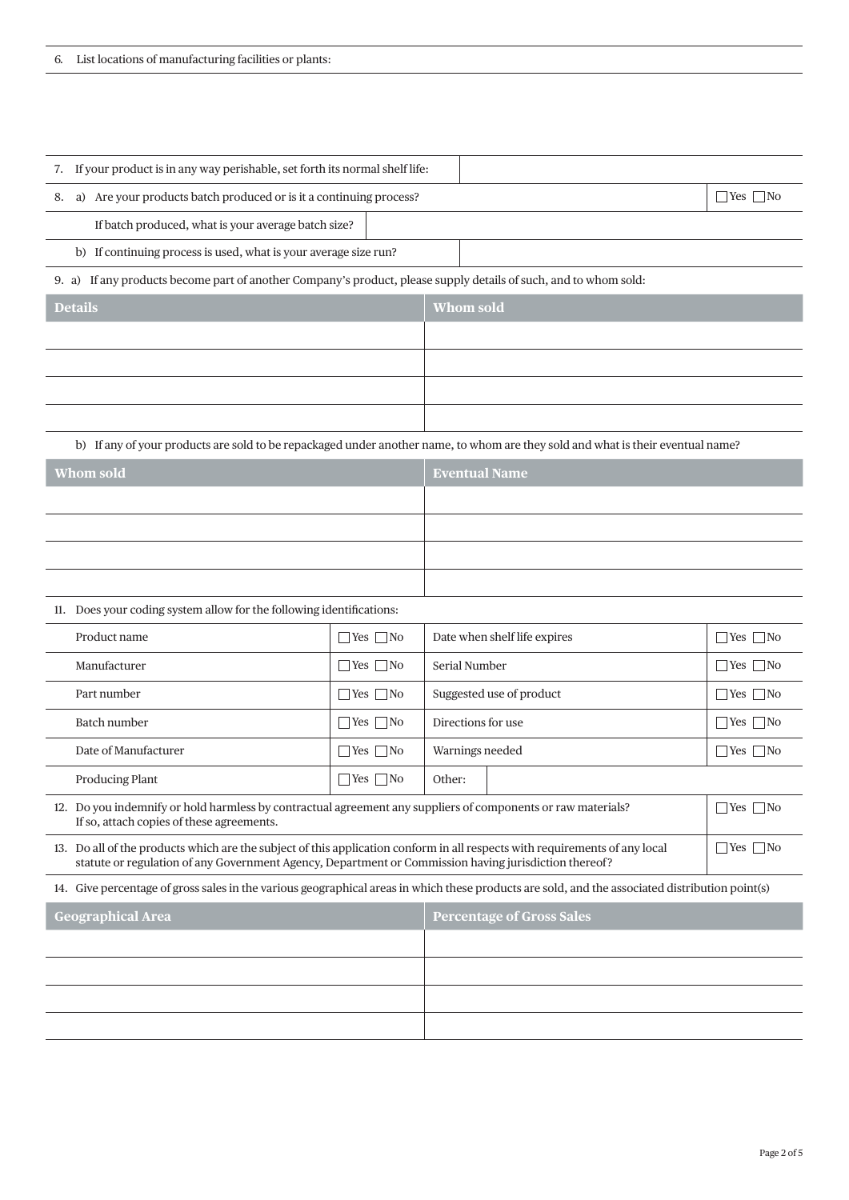6. List locations of manufacturing facilities or plants:

| | |
|---|---|
| 7. If your product is in any way perishable, set forth its normal shelf life: | |
| 8. a) Are your products batch produced or is it a continuing process? | ☐ Yes ☐ No |
| If batch produced, what is your average batch size? | |
| b) If continuing process is used, what is your average size run? | |

9. a) If any products become part of another Company's product, please supply details of such, and to whom sold:

| Details | Whom sold |
|---|---|
| | |
| | |
| | |
| | |

b) If any of your products are sold to be repackaged under another name, to whom are they sold and what is their eventual name?

| Whom sold | Eventual Name |
|---|---|
| | |
| | |
| | |
| | |

11. Does your coding system allow for the following identifications:

| | | | |
|---|---|---|---|
| Product name | ☐ Yes ☐ No | Date when shelf life expires | ☐ Yes ☐ No |
| Manufacturer | ☐ Yes ☐ No | Serial Number | ☐ Yes ☐ No |
| Part number | ☐ Yes ☐ No | Suggested use of product | ☐ Yes ☐ No |
| Batch number | ☐ Yes ☐ No | Directions for use | ☐ Yes ☐ No |
| Date of Manufacturer | ☐ Yes ☐ No | Warnings needed | ☐ Yes ☐ No |
| Producing Plant | ☐ Yes ☐ No | Other: | |

| | |
|---|---|
| 12. Do you indemnify or hold harmless by contractual agreement any suppliers of components or raw materials? If so, attach copies of these agreements. | ☐ Yes ☐ No |
| 13. Do all of the products which are the subject of this application conform in all respects with requirements of any local statute or regulation of any Government Agency, Department or Commission having jurisdiction thereof? | ☐ Yes ☐ No |

14. Give percentage of gross sales in the various geographical areas in which these products are sold, and the associated distribution point(s)

| Geographical Area | Percentage of Gross Sales |
|---|---|
| | |
| | |
| | |
| | |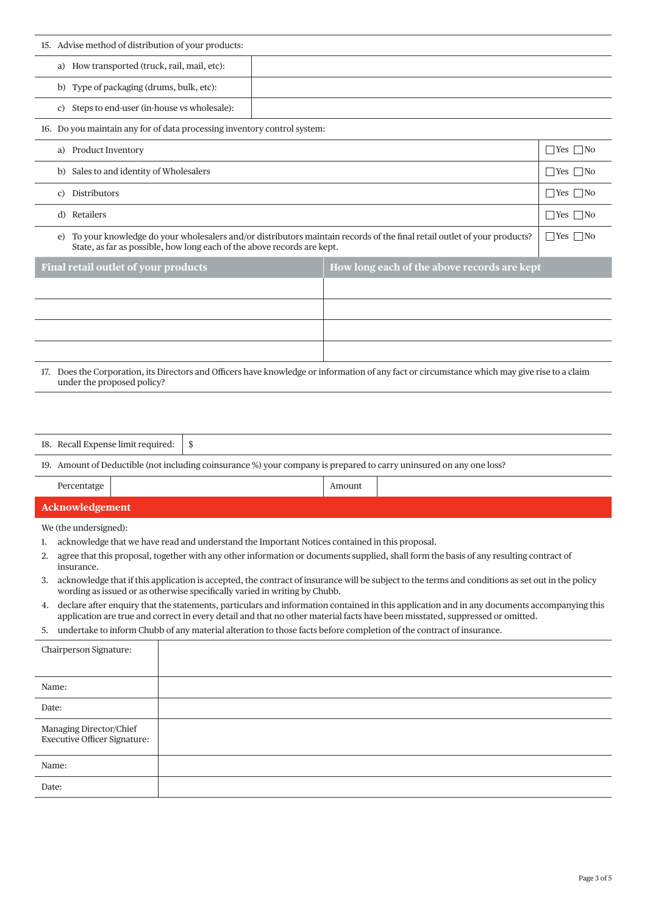15. Advise method of distribution of your products:

| | |
|---|---|
| a) How transported (truck, rail, mail, etc): | |
| b) Type of packaging (drums, bulk, etc): | |
| c) Steps to end-user (in-house vs wholesale): | |

16. Do you maintain any for of data processing inventory control system:

| | |
|---|---|
| a) Product Inventory | ☐ Yes ☐ No |
| b) Sales to and identity of Wholesalers | ☐ Yes ☐ No |
| c) Distributors | ☐ Yes ☐ No |
| d) Retailers | ☐ Yes ☐ No |
| e) To your knowledge do your wholesalers and/or distributors maintain records of the final retail outlet of your products? State, as far as possible, how long each of the above records are kept. | ☐ Yes ☐ No |

| Final retail outlet of your products | How long each of the above records are kept |
|---|---|
| | |
| | |
| | |
| | |

17. Does the Corporation, its Directors and Officers have knowledge or information of any fact or circumstance which may give rise to a claim under the proposed policy?

18. Recall Expense limit required: $

19. Amount of Deductible (not including coinsurance %) your company is prepared to carry uninsured on any one loss?

| Percentatge | | Amount | |
|---|---|---|---|

## Acknowledgement

We (the undersigned):

1. acknowledge that we have read and understand the Important Notices contained in this proposal.
2. agree that this proposal, together with any other information or documents supplied, shall form the basis of any resulting contract of insurance.
3. acknowledge that if this application is accepted, the contract of insurance will be subject to the terms and conditions as set out in the policy wording as issued or as otherwise specifically varied in writing by Chubb.
4. declare after enquiry that the statements, particulars and information contained in this application and in any documents accompanying this application are true and correct in every detail and that no other material facts have been misstated, suppressed or omitted.
5. undertake to inform Chubb of any material alteration to those facts before completion of the contract of insurance.

| | |
|---|---|
| Chairperson Signature: | |
| Name: | |
| Date: | |
| Managing Director/Chief Executive Officer Signature: | |
| Name: | |
| Date: | |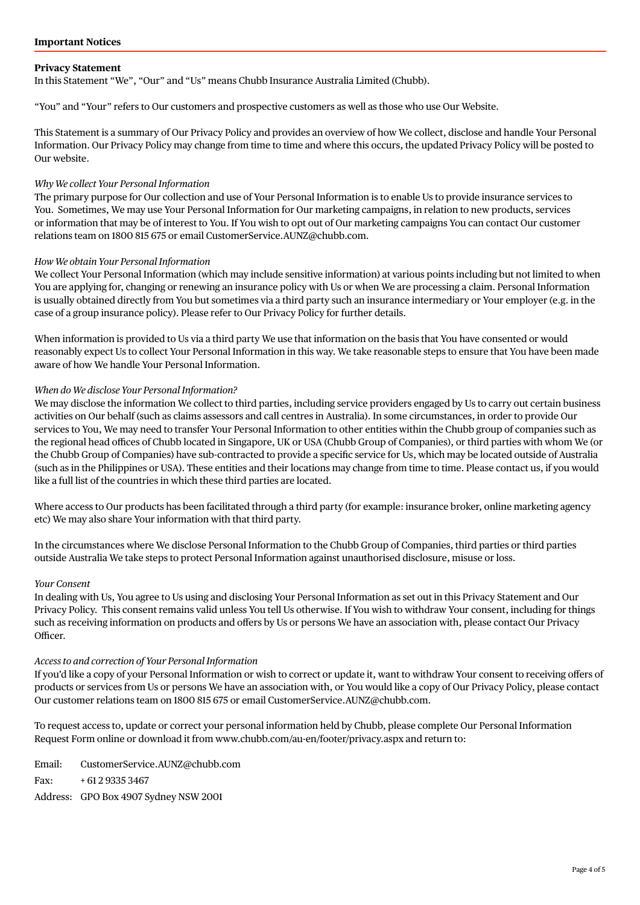## Important Notices

### Privacy Statement

In this Statement "We", "Our" and "Us" means Chubb Insurance Australia Limited (Chubb).

"You" and "Your" refers to Our customers and prospective customers as well as those who use Our Website.

This Statement is a summary of Our Privacy Policy and provides an overview of how We collect, disclose and handle Your Personal Information. Our Privacy Policy may change from time to time and where this occurs, the updated Privacy Policy will be posted to Our website.

*Why We collect Your Personal Information*

The primary purpose for Our collection and use of Your Personal Information is to enable Us to provide insurance services to You. Sometimes, We may use Your Personal Information for Our marketing campaigns, in relation to new products, services or information that may be of interest to You. If You wish to opt out of Our marketing campaigns You can contact Our customer relations team on 1800 815 675 or email CustomerService.AUNZ@chubb.com.

*How We obtain Your Personal Information*

We collect Your Personal Information (which may include sensitive information) at various points including but not limited to when You are applying for, changing or renewing an insurance policy with Us or when We are processing a claim. Personal Information is usually obtained directly from You but sometimes via a third party such an insurance intermediary or Your employer (e.g. in the case of a group insurance policy). Please refer to Our Privacy Policy for further details.

When information is provided to Us via a third party We use that information on the basis that You have consented or would reasonably expect Us to collect Your Personal Information in this way. We take reasonable steps to ensure that You have been made aware of how We handle Your Personal Information.

*When do We disclose Your Personal Information?*

We may disclose the information We collect to third parties, including service providers engaged by Us to carry out certain business activities on Our behalf (such as claims assessors and call centres in Australia). In some circumstances, in order to provide Our services to You, We may need to transfer Your Personal Information to other entities within the Chubb group of companies such as the regional head offices of Chubb located in Singapore, UK or USA (Chubb Group of Companies), or third parties with whom We (or the Chubb Group of Companies) have sub-contracted to provide a specific service for Us, which may be located outside of Australia (such as in the Philippines or USA). These entities and their locations may change from time to time. Please contact us, if you would like a full list of the countries in which these third parties are located.

Where access to Our products has been facilitated through a third party (for example: insurance broker, online marketing agency etc) We may also share Your information with that third party.

In the circumstances where We disclose Personal Information to the Chubb Group of Companies, third parties or third parties outside Australia We take steps to protect Personal Information against unauthorised disclosure, misuse or loss.

*Your Consent*

In dealing with Us, You agree to Us using and disclosing Your Personal Information as set out in this Privacy Statement and Our Privacy Policy. This consent remains valid unless You tell Us otherwise. If You wish to withdraw Your consent, including for things such as receiving information on products and offers by Us or persons We have an association with, please contact Our Privacy Officer.

*Access to and correction of Your Personal Information*

If you'd like a copy of your Personal Information or wish to correct or update it, want to withdraw Your consent to receiving offers of products or services from Us or persons We have an association with, or You would like a copy of Our Privacy Policy, please contact Our customer relations team on 1800 815 675 or email CustomerService.AUNZ@chubb.com.

To request access to, update or correct your personal information held by Chubb, please complete Our Personal Information Request Form online or download it from www.chubb.com/au-en/footer/privacy.aspx and return to:

Email: CustomerService.AUNZ@chubb.com

Fax: + 61 2 9335 3467

Address: GPO Box 4907 Sydney NSW 2001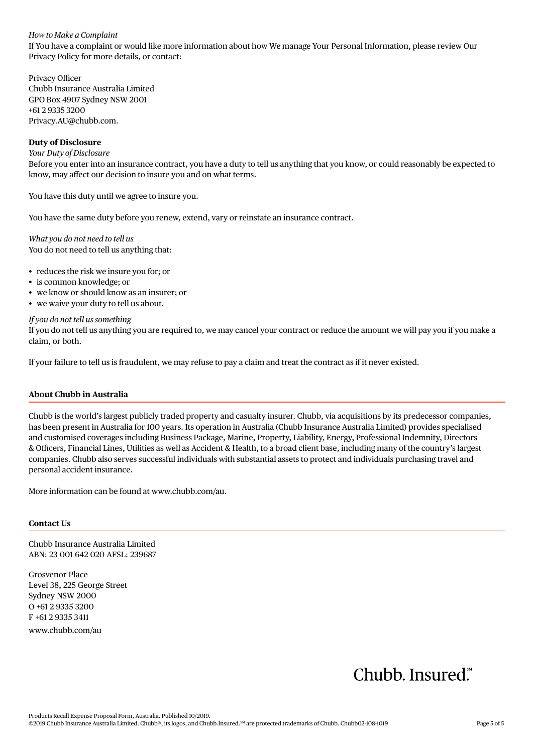*How to Make a Complaint*

If You have a complaint or would like more information about how We manage Your Personal Information, please review Our Privacy Policy for more details, or contact:

Privacy Officer
Chubb Insurance Australia Limited
GPO Box 4907 Sydney NSW 2001
+61 2 9335 3200
Privacy.AU@chubb.com.

**Duty of Disclosure**

*Your Duty of Disclosure*

Before you enter into an insurance contract, you have a duty to tell us anything that you know, or could reasonably be expected to know, may affect our decision to insure you and on what terms.

You have this duty until we agree to insure you.

You have the same duty before you renew, extend, vary or reinstate an insurance contract.

*What you do not need to tell us*

You do not need to tell us anything that:

- reduces the risk we insure you for; or
- is common knowledge; or
- we know or should know as an insurer; or
- we waive your duty to tell us about.

*If you do not tell us something*

If you do not tell us anything you are required to, we may cancel your contract or reduce the amount we will pay you if you make a claim, or both.

If your failure to tell us is fraudulent, we may refuse to pay a claim and treat the contract as if it never existed.

## About Chubb in Australia

Chubb is the world's largest publicly traded property and casualty insurer. Chubb, via acquisitions by its predecessor companies, has been present in Australia for 100 years. Its operation in Australia (Chubb Insurance Australia Limited) provides specialised and customised coverages including Business Package, Marine, Property, Liability, Energy, Professional Indemnity, Directors & Officers, Financial Lines, Utilities as well as Accident & Health, to a broad client base, including many of the country's largest companies. Chubb also serves successful individuals with substantial assets to protect and individuals purchasing travel and personal accident insurance.

More information can be found at www.chubb.com/au.

## Contact Us

Chubb Insurance Australia Limited
ABN: 23 001 642 020 AFSL: 239687

Grosvenor Place
Level 38, 225 George Street
Sydney NSW 2000
O +61 2 9335 3200
F +61 2 9335 3411
www.chubb.com/au

Chubb. Insured.℠

Products Recall Expense Proposal Form, Australia. Published 10/2019.
©2019 Chubb Insurance Australia Limited. Chubb®, its logos, and Chubb.Insured.℠ are protected trademarks of Chubb. Chubb02-108-1019